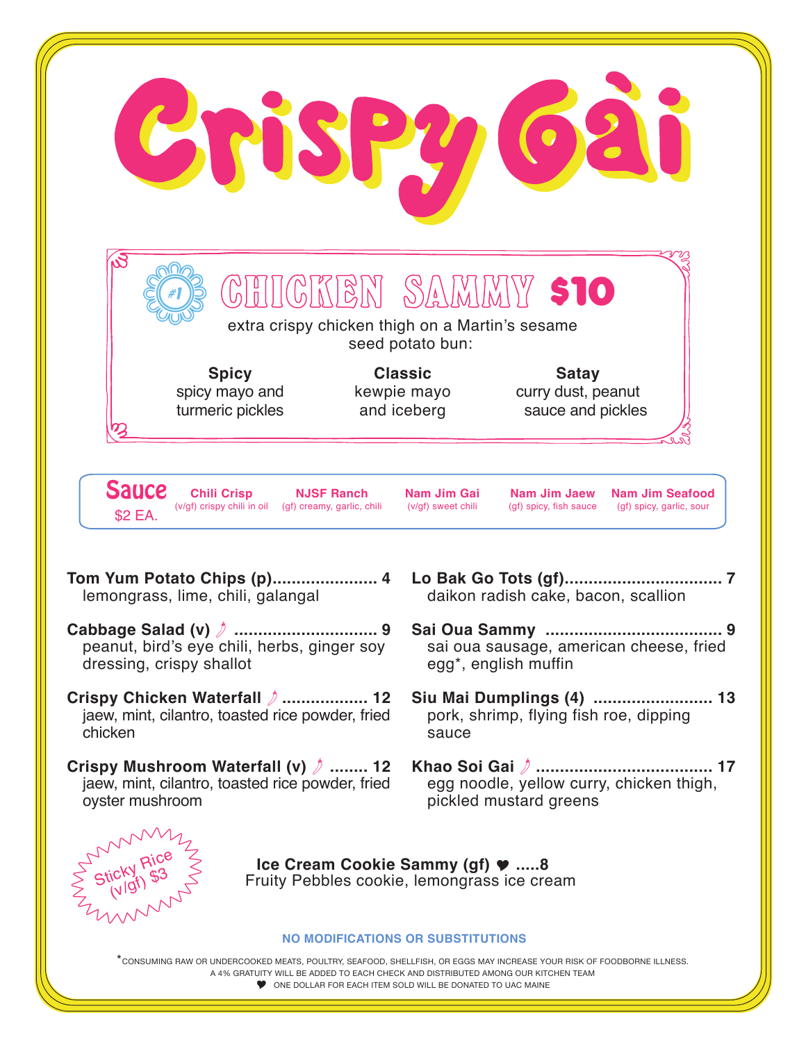# Crispy Gài

## #1 CHICKEN SAMMY $10

extra crispy chicken thigh on a Martin's sesame seed potato bun:

**Spicy**
spicy mayo and turmeric pickles

**Classic**
kewpie mayo and iceberg

**Satay**
curry dust, peanut sauce and pickles

## Sauce
$2 EA.

- **Chili Crisp** (v/gf) crispy chili in oil
- **NJSF Ranch** (gf) creamy, garlic, chili
- **Nam Jim Gai** (v/gf) sweet chili
- **Nam Jim Jaew** (gf) spicy, fish sauce
- **Nam Jim Seafood** (gf) spicy, garlic, sour

**Tom Yum Potato Chips (p)...................... 4**
lemongrass, lime, chili, galangal

**Cabbage Salad (v) 🌶 .............................. 9**
peanut, bird's eye chili, herbs, ginger soy dressing, crispy shallot

**Crispy Chicken Waterfall 🌶 .................. 12**
jaew, mint, cilantro, toasted rice powder, fried chicken

**Crispy Mushroom Waterfall (v) 🌶 ........ 12**
jaew, mint, cilantro, toasted rice powder, fried oyster mushroom

**Lo Bak Go Tots (gf)................................ 7**
daikon radish cake, bacon, scallion

**Sai Oua Sammy .................................... 9**
sai oua sausage, american cheese, fried egg*, english muffin

**Siu Mai Dumplings (4) ......................... 13**
pork, shrimp, flying fish roe, dipping sauce

**Khao Soi Gai 🌶 .................................... 17**
egg noodle, yellow curry, chicken thigh, pickled mustard greens

Sticky Rice (v/gf) $3

**Ice Cream Cookie Sammy (gf) ♥ .....8**
Fruity Pebbles cookie, lemongrass ice cream

**NO MODIFICATIONS OR SUBSTITUTIONS**

*CONSUMING RAW OR UNDERCOOKED MEATS, POULTRY, SEAFOOD, SHELLFISH, OR EGGS MAY INCREASE YOUR RISK OF FOODBORNE ILLNESS.
A 4% GRATUITY WILL BE ADDED TO EACH CHECK AND DISTRIBUTED AMONG OUR KITCHEN TEAM
♥ ONE DOLLAR FOR EACH ITEM SOLD WILL BE DONATED TO UAC MAINE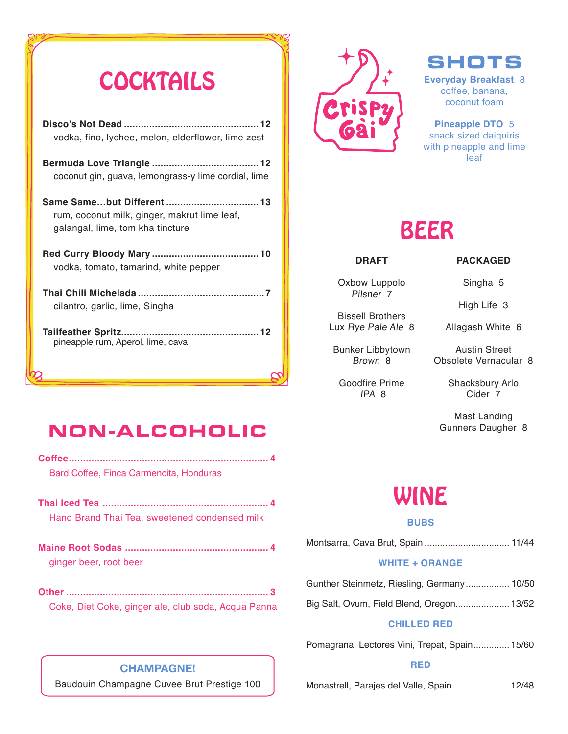# COCKTAILS

**Disco's Not Dead** ............................................... 12
vodka, fino, lychee, melon, elderflower, lime zest

**Bermuda Love Triangle** ..................................... 12
coconut gin, guava, lemongrass-y lime cordial, lime

**Same Same…but Different** ................................ 13
rum, coconut milk, ginger, makrut lime leaf, galangal, lime, tom kha tincture

**Red Curry Bloody Mary** ..................................... 10
vodka, tomato, tamarind, white pepper

**Thai Chili Michelada** ............................................ 7
cilantro, garlic, lime, Singha

**Tailfeather Spritz** ................................................ 12
pineapple rum, Aperol, lime, cava

# NON-ALCOHOLIC

**Coffee** ...................................................................... 4
Bard Coffee, Finca Carmencita, Honduras

**Thai Iced Tea** .......................................................... 4
Hand Brand Thai Tea, sweetened condensed milk

**Maine Root Sodas** .................................................. 4
ginger beer, root beer

**Other** ....................................................................... 3
Coke, Diet Coke, ginger ale, club soda, Acqua Panna

## CHAMPAGNE!

Baudouin Champagne Cuvee Brut Prestige 100

Crispy Gài

# SHOTS

**Everyday Breakfast** 8
coffee, banana, coconut foam

**Pineapple DTO** 5
snack sized daiquiris with pineapple and lime leaf

# BEER

### DRAFT

Oxbow Luppolo *Pilsner* 7

Bissell Brothers Lux *Rye Pale Ale* 8

Bunker Libbytown *Brown* 8

Goodfire Prime *IPA* 8

### PACKAGED

Singha 5

High Life 3

Allagash White 6

Austin Street Obsolete Vernacular 8

Shacksbury Arlo Cider 7

Mast Landing Gunners Daugher 8

# WINE

### BUBS

Montsarra, Cava Brut, Spain ................................. 11/44

### WHITE + ORANGE

Gunther Steinmetz, Riesling, Germany ................. 10/50

Big Salt, Ovum, Field Blend, Oregon..................... 13/52

### CHILLED RED

Pomagrana, Lectores Vini, Trepat, Spain.............. 15/60

### RED

Monastrell, Parajes del Valle, Spain ...................... 12/48